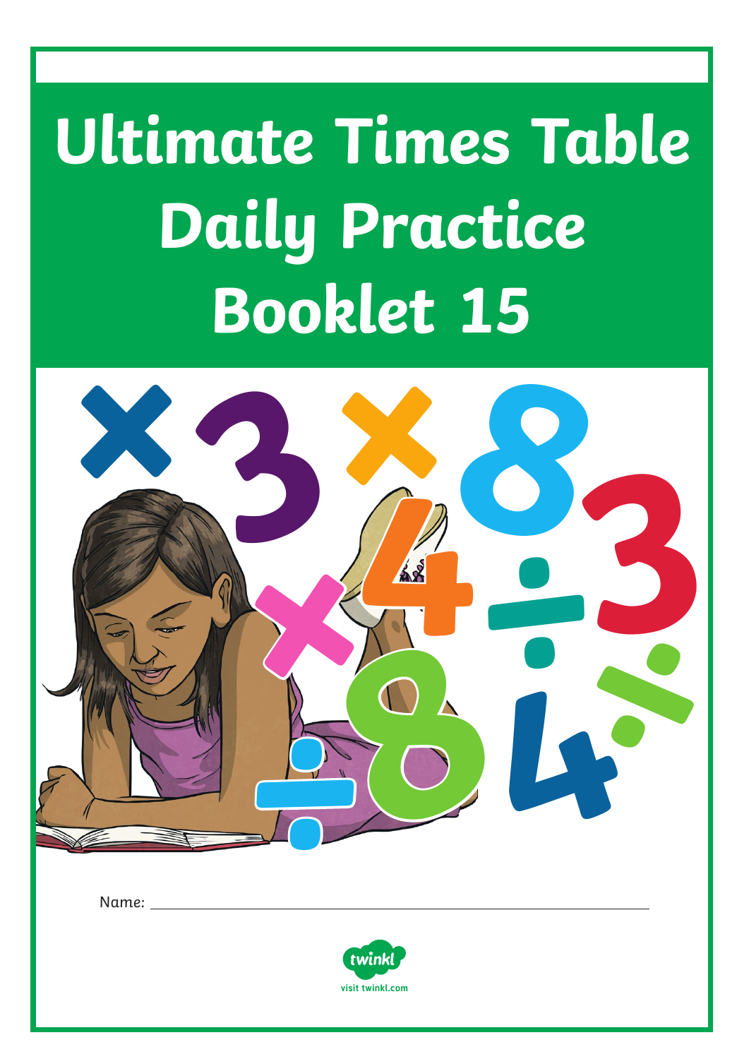# Ultimate Times Table Daily Practice Booklet 15

Name: ______________________________

visit twinkl.com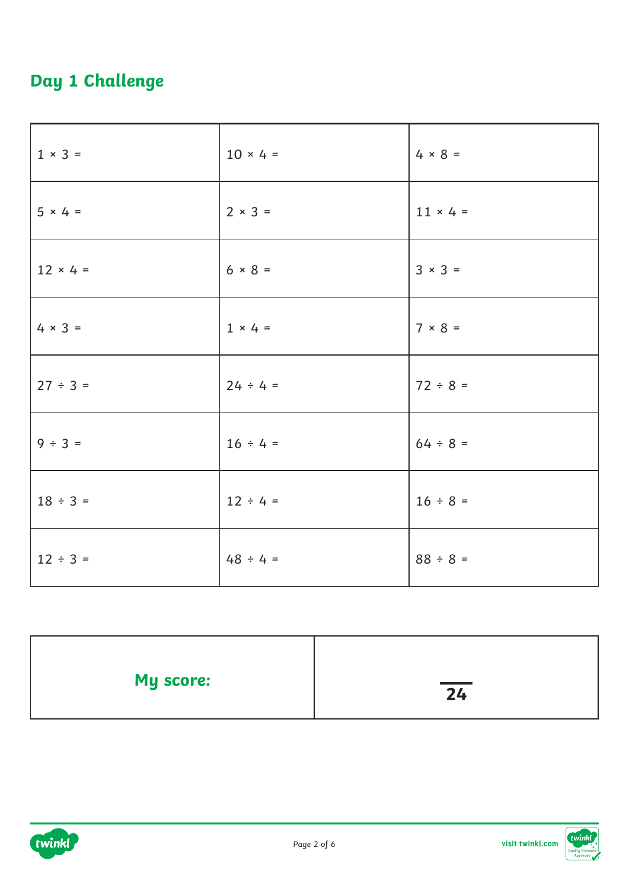## Day 1 Challenge

| | | |
|---|---|---|
| $1 \times 3 =$ | $10 \times 4 =$ | $4 \times 8 =$ |
| $5 \times 4 =$ | $2 \times 3 =$ | $11 \times 4 =$ |
| $12 \times 4 =$ | $6 \times 8 =$ | $3 \times 3 =$ |
| $4 \times 3 =$ | $1 \times 4 =$ | $7 \times 8 =$ |
| $27 \div 3 =$ | $24 \div 4 =$ | $72 \div 8 =$ |
| $9 \div 3 =$ | $16 \div 4 =$ | $64 \div 8 =$ |
| $18 \div 3 =$ | $12 \div 4 =$ | $16 \div 8 =$ |
| $12 \div 3 =$ | $48 \div 4 =$ | $88 \div 8 =$ |

| | |
|---|---|
| **My score:** | $\frac{\quad}{24}$ |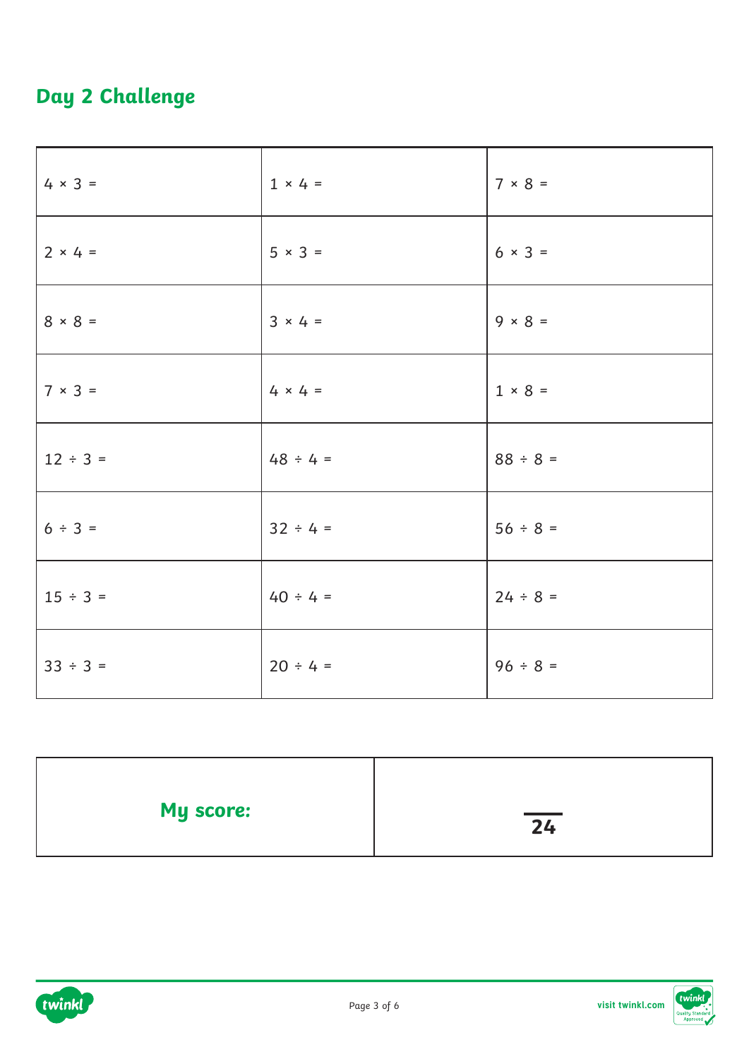## Day 2 Challenge

| | | |
|---|---|---|
| $4 \times 3 =$ | $1 \times 4 =$ | $7 \times 8 =$ |
| $2 \times 4 =$ | $5 \times 3 =$ | $6 \times 3 =$ |
| $8 \times 8 =$ | $3 \times 4 =$ | $9 \times 8 =$ |
| $7 \times 3 =$ | $4 \times 4 =$ | $1 \times 8 =$ |
| $12 \div 3 =$ | $48 \div 4 =$ | $88 \div 8 =$ |
| $6 \div 3 =$ | $32 \div 4 =$ | $56 \div 8 =$ |
| $15 \div 3 =$ | $40 \div 4 =$ | $24 \div 8 =$ |
| $33 \div 3 =$ | $20 \div 4 =$ | $96 \div 8 =$ |

| | |
|---|---|
| **My score:** | ___ / 24 |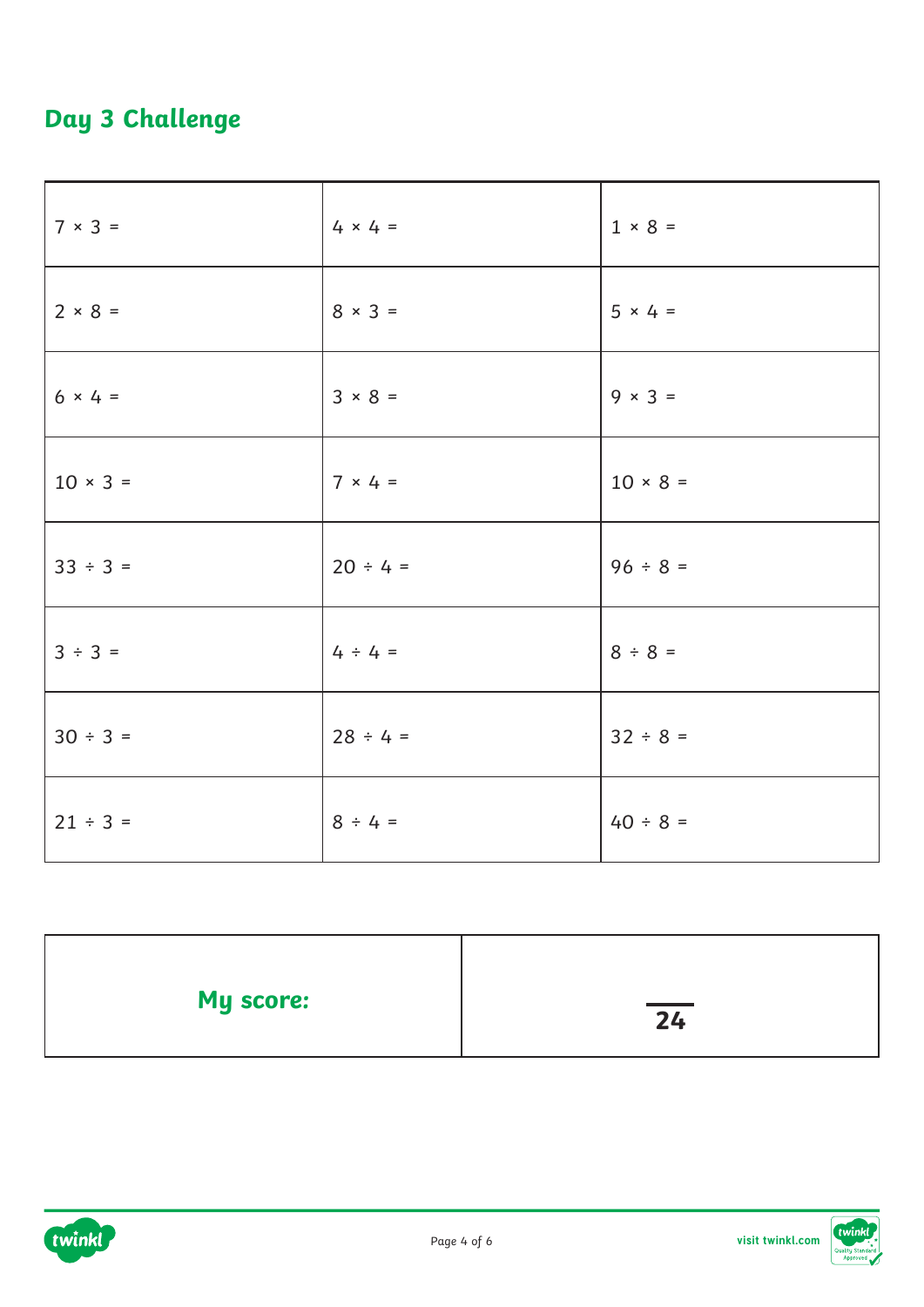## Day 3 Challenge

| | | |
|---|---|---|
| 7 × 3 = | 4 × 4 = | 1 × 8 = |
| 2 × 8 = | 8 × 3 = | 5 × 4 = |
| 6 × 4 = | 3 × 8 = | 9 × 3 = |
| 10 × 3 = | 7 × 4 = | 10 × 8 = |
| 33 ÷ 3 = | 20 ÷ 4 = | 96 ÷ 8 = |
| 3 ÷ 3 = | 4 ÷ 4 = | 8 ÷ 8 = |
| 30 ÷ 3 = | 28 ÷ 4 = | 32 ÷ 8 = |
| 21 ÷ 3 = | 8 ÷ 4 = | 40 ÷ 8 = |

| | |
|---|---|
| **My score:** | $\overline{\phantom{00}}$ **24** |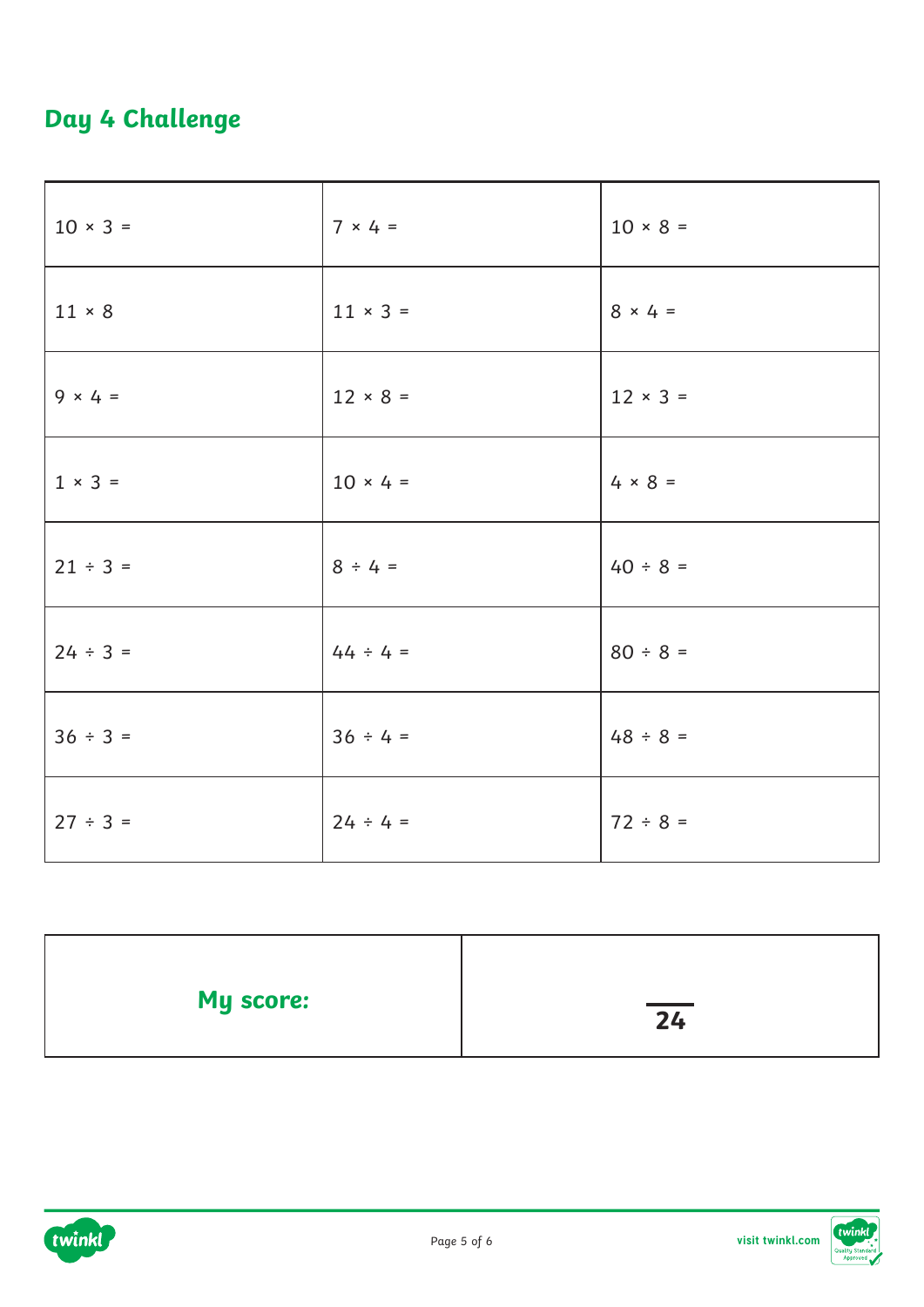## Day 4 Challenge

| | | |
|---|---|---|
| $10 \times 3 =$ | $7 \times 4 =$ | $10 \times 8 =$ |
| $11 \times 8$ | $11 \times 3 =$ | $8 \times 4 =$ |
| $9 \times 4 =$ | $12 \times 8 =$ | $12 \times 3 =$ |
| $1 \times 3 =$ | $10 \times 4 =$ | $4 \times 8 =$ |
| $21 \div 3 =$ | $8 \div 4 =$ | $40 \div 8 =$ |
| $24 \div 3 =$ | $44 \div 4 =$ | $80 \div 8 =$ |
| $36 \div 3 =$ | $36 \div 4 =$ | $48 \div 8 =$ |
| $27 \div 3 =$ | $24 \div 4 =$ | $72 \div 8 =$ |

| | |
|---|---|
| **My score:** | ___ / **24** |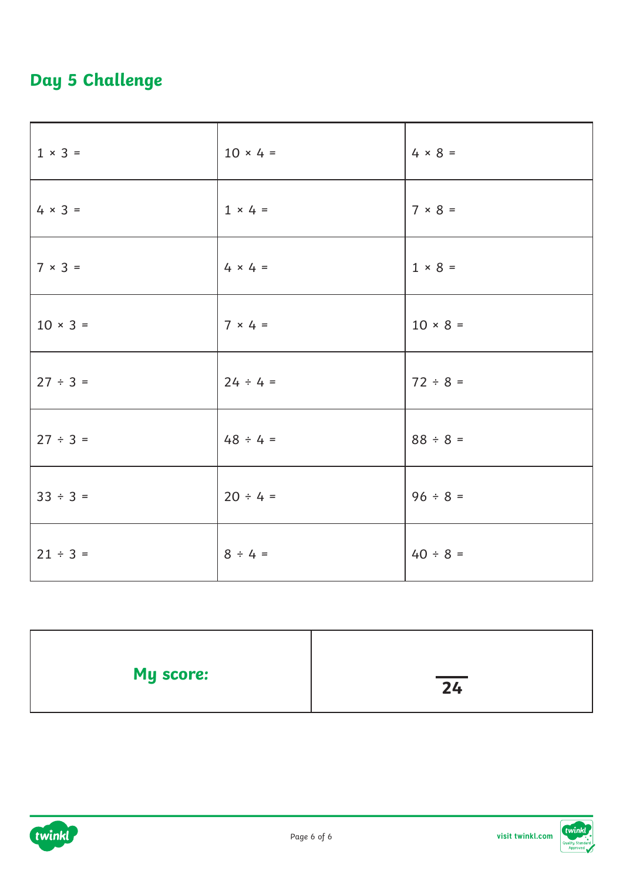## Day 5 Challenge

| | | |
|---|---|---|
| 1 × 3 = | 10 × 4 = | 4 × 8 = |
| 4 × 3 = | 1 × 4 = | 7 × 8 = |
| 7 × 3 = | 4 × 4 = | 1 × 8 = |
| 10 × 3 = | 7 × 4 = | 10 × 8 = |
| 27 ÷ 3 = | 24 ÷ 4 = | 72 ÷ 8 = |
| 27 ÷ 3 = | 48 ÷ 4 = | 88 ÷ 8 = |
| 33 ÷ 3 = | 20 ÷ 4 = | 96 ÷ 8 = |
| 21 ÷ 3 = | 8 ÷ 4 = | 40 ÷ 8 = |

| | |
|---|---|
| **My score:** | $\frac{\quad}{24}$ |

visit twinkl.com